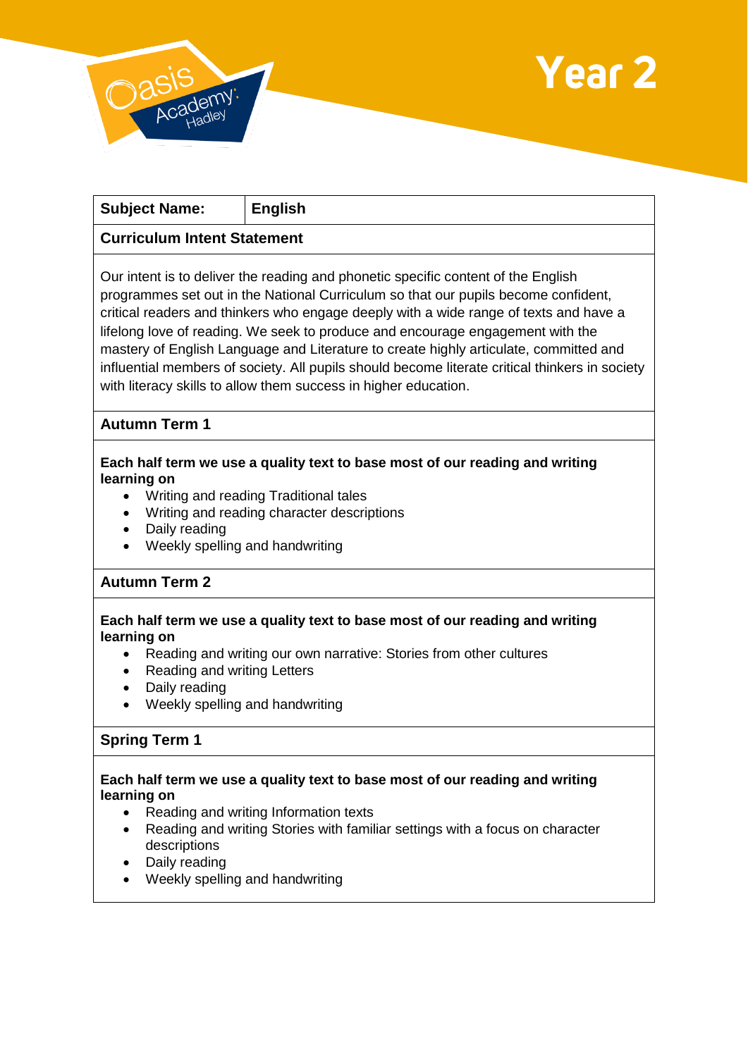# Year 2

| Subject Name: | English |
|---|---|

**Curriculum Intent Statement**

Our intent is to deliver the reading and phonetic specific content of the English programmes set out in the National Curriculum so that our pupils become confident, critical readers and thinkers who engage deeply with a wide range of texts and have a lifelong love of reading. We seek to produce and encourage engagement with the mastery of English Language and Literature to create highly articulate, committed and influential members of society. All pupils should become literate critical thinkers in society with literacy skills to allow them success in higher education.

**Autumn Term 1**

**Each half term we use a quality text to base most of our reading and writing learning on**

- Writing and reading Traditional tales
- Writing and reading character descriptions
- Daily reading
- Weekly spelling and handwriting

**Autumn Term 2**

**Each half term we use a quality text to base most of our reading and writing learning on**

- Reading and writing our own narrative: Stories from other cultures
- Reading and writing Letters
- Daily reading
- Weekly spelling and handwriting

**Spring Term 1**

**Each half term we use a quality text to base most of our reading and writing learning on**

- Reading and writing Information texts
- Reading and writing Stories with familiar settings with a focus on character descriptions
- Daily reading
- Weekly spelling and handwriting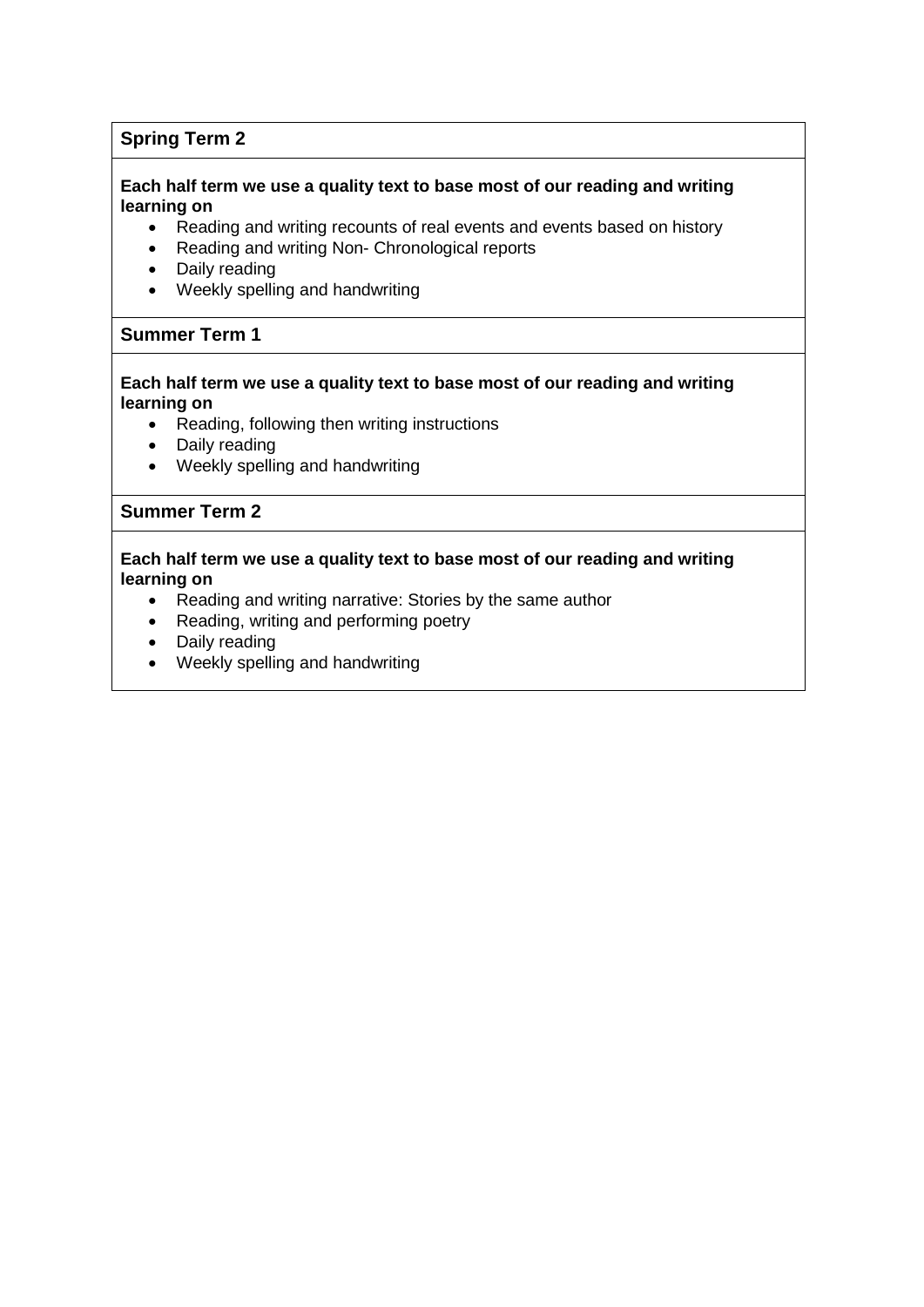## Spring Term 2

**Each half term we use a quality text to base most of our reading and writing learning on**

- Reading and writing recounts of real events and events based on history
- Reading and writing Non- Chronological reports
- Daily reading
- Weekly spelling and handwriting

## Summer Term 1

**Each half term we use a quality text to base most of our reading and writing learning on**

- Reading, following then writing instructions
- Daily reading
- Weekly spelling and handwriting

## Summer Term 2

**Each half term we use a quality text to base most of our reading and writing learning on**

- Reading and writing narrative: Stories by the same author
- Reading, writing and performing poetry
- Daily reading
- Weekly spelling and handwriting